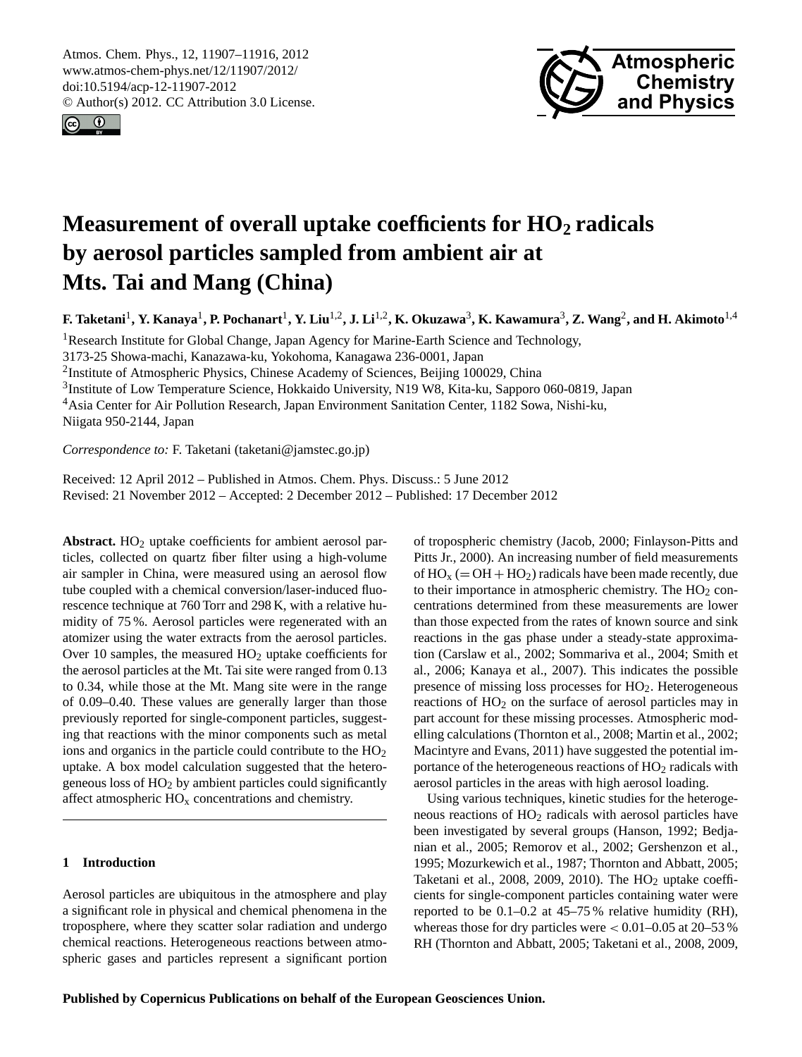# Measurement of overall uptake coefficients for $HO_2$ radicals by aerosol particles sampled from ambient air at Mts. Tai and Mang (China)

**F. Taketani[1], Y. Kanaya[1], P. Pochanart[1], Y. Liu[1,2], J. Li[1,2], K. Okuzawa[3], K. Kawamura[3], Z. Wang[2], and H. Akimoto[1,4]**

[1]Research Institute for Global Change, Japan Agency for Marine-Earth Science and Technology, 3173-25 Showa-machi, Kanazawa-ku, Yokohoma, Kanagawa 236-0001, Japan

[2]Institute of Atmospheric Physics, Chinese Academy of Sciences, Beijing 100029, China

[3]Institute of Low Temperature Science, Hokkaido University, N19 W8, Kita-ku, Sapporo 060-0819, Japan

[4]Asia Center for Air Pollution Research, Japan Environment Sanitation Center, 1182 Sowa, Nishi-ku, Niigata 950-2144, Japan

*Correspondence to:* F. Taketani (taketani@jamstec.go.jp)

Received: 12 April 2012 – Published in Atmos. Chem. Phys. Discuss.: 5 June 2012
Revised: 21 November 2012 – Accepted: 2 December 2012 – Published: 17 December 2012

**Abstract.** $HO_2$ uptake coefficients for ambient aerosol particles, collected on quartz fiber filter using a high-volume air sampler in China, were measured using an aerosol flow tube coupled with a chemical conversion/laser-induced fluorescence technique at 760 Torr and 298 K, with a relative humidity of 75 %. Aerosol particles were regenerated with an atomizer using the water extracts from the aerosol particles. Over 10 samples, the measured $HO_2$ uptake coefficients for the aerosol particles at the Mt. Tai site were ranged from 0.13 to 0.34, while those at the Mt. Mang site were in the range of 0.09–0.40. These values are generally larger than those previously reported for single-component particles, suggesting that reactions with the minor components such as metal ions and organics in the particle could contribute to the $HO_2$ uptake. A box model calculation suggested that the heterogeneous loss of $HO_2$ by ambient particles could significantly affect atmospheric $HO_x$ concentrations and chemistry.

## 1 Introduction

Aerosol particles are ubiquitous in the atmosphere and play a significant role in physical and chemical phenomena in the troposphere, where they scatter solar radiation and undergo chemical reactions. Heterogeneous reactions between atmospheric gases and particles represent a significant portion of tropospheric chemistry (Jacob, 2000; Finlayson-Pitts and Pitts Jr., 2000). An increasing number of field measurements of $HO_x$ ($= OH + HO_2$) radicals have been made recently, due to their importance in atmospheric chemistry. The $HO_2$ concentrations determined from these measurements are lower than those expected from the rates of known source and sink reactions in the gas phase under a steady-state approximation (Carslaw et al., 2002; Sommariva et al., 2004; Smith et al., 2006; Kanaya et al., 2007). This indicates the possible presence of missing loss processes for $HO_2$. Heterogeneous reactions of $HO_2$ on the surface of aerosol particles may in part account for these missing processes. Atmospheric modelling calculations (Thornton et al., 2008; Martin et al., 2002; Macintyre and Evans, 2011) have suggested the potential importance of the heterogeneous reactions of $HO_2$ radicals with aerosol particles in the areas with high aerosol loading.

Using various techniques, kinetic studies for the heterogeneous reactions of $HO_2$ radicals with aerosol particles have been investigated by several groups (Hanson, 1992; Bedjanian et al., 2005; Remorov et al., 2002; Gershenzon et al., 1995; Mozurkewich et al., 1987; Thornton and Abbatt, 2005; Taketani et al., 2008, 2009, 2010). The $HO_2$ uptake coefficients for single-component particles containing water were reported to be 0.1–0.2 at 45–75 % relative humidity (RH), whereas those for dry particles were $< 0.01$–$0.05$ at 20–53 % RH (Thornton and Abbatt, 2005; Taketani et al., 2008, 2009,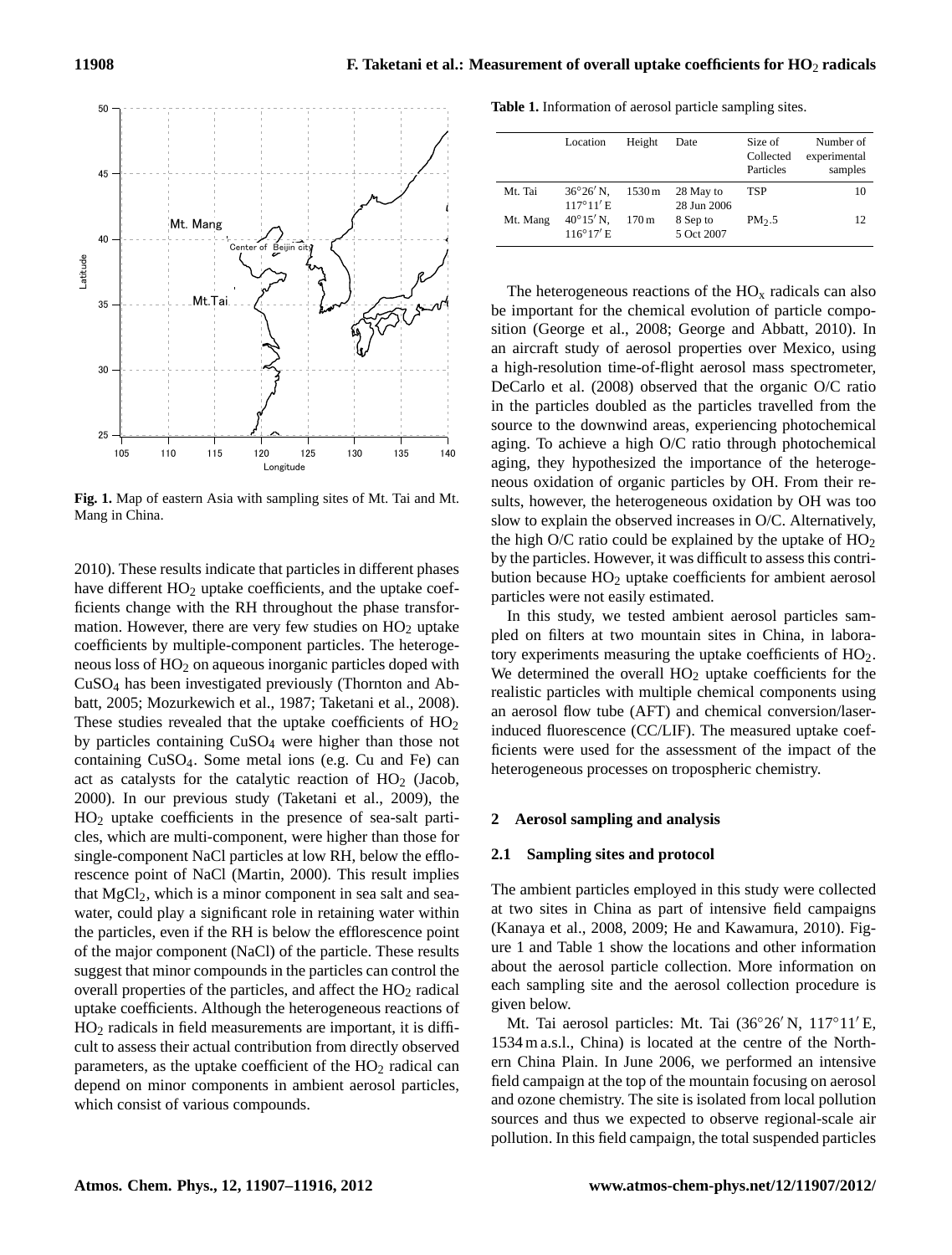Fig. 1. Map of eastern Asia with sampling sites of Mt. Tai and Mt. Mang in China.

2010). These results indicate that particles in different phases have different $HO_2$ uptake coefficients, and the uptake coefficients change with the RH throughout the phase transformation. However, there are very few studies on $HO_2$ uptake coefficients by multiple-component particles. The heterogeneous loss of $HO_2$ on aqueous inorganic particles doped with $CuSO_4$ has been investigated previously (Thornton and Abbatt, 2005; Mozurkewich et al., 1987; Taketani et al., 2008). These studies revealed that the uptake coefficients of $HO_2$ by particles containing $CuSO_4$ were higher than those not containing $CuSO_4$. Some metal ions (e.g. Cu and Fe) can act as catalysts for the catalytic reaction of $HO_2$ (Jacob, 2000). In our previous study (Taketani et al., 2009), the $HO_2$ uptake coefficients in the presence of sea-salt particles, which are multi-component, were higher than those for single-component NaCl particles at low RH, below the efflorescence point of NaCl (Martin, 2000). This result implies that $MgCl_2$, which is a minor component in sea salt and seawater, could play a significant role in retaining water within the particles, even if the RH is below the efflorescence point of the major component (NaCl) of the particle. These results suggest that minor compounds in the particles can control the overall properties of the particles, and affect the $HO_2$ radical uptake coefficients. Although the heterogeneous reactions of $HO_2$ radicals in field measurements are important, it is difficult to assess their actual contribution from directly observed parameters, as the uptake coefficient of the $HO_2$ radical can depend on minor components in ambient aerosol particles, which consist of various compounds.

**Table 1.** Information of aerosol particle sampling sites.

| | Location | Height | Date | Size of Collected Particles | Number of experimental samples |
|---|---|---|---|---|---|
| Mt. Tai | 36°26′ N, 117°11′ E | 1530 m | 28 May to 28 Jun 2006 | TSP | 10 |
| Mt. Mang | 40°15′ N, 116°17′ E | 170 m | 8 Sep to 5 Oct 2007 | $PM_{2.5}$ | 12 |

The heterogeneous reactions of the $HO_x$ radicals can also be important for the chemical evolution of particle composition (George et al., 2008; George and Abbatt, 2010). In an aircraft study of aerosol properties over Mexico, using a high-resolution time-of-flight aerosol mass spectrometer, DeCarlo et al. (2008) observed that the organic O/C ratio in the particles doubled as the particles travelled from the source to the downwind areas, experiencing photochemical aging. To achieve a high O/C ratio through photochemical aging, they hypothesized the importance of the heterogeneous oxidation of organic particles by OH. From their results, however, the heterogeneous oxidation by OH was too slow to explain the observed increases in O/C. Alternatively, the high O/C ratio could be explained by the uptake of $HO_2$ by the particles. However, it was difficult to assess this contribution because $HO_2$ uptake coefficients for ambient aerosol particles were not easily estimated.

In this study, we tested ambient aerosol particles sampled on filters at two mountain sites in China, in laboratory experiments measuring the uptake coefficients of $HO_2$. We determined the overall $HO_2$ uptake coefficients for the realistic particles with multiple chemical components using an aerosol flow tube (AFT) and chemical conversion/laser-induced fluorescence (CC/LIF). The measured uptake coefficients were used for the assessment of the impact of the heterogeneous processes on tropospheric chemistry.

## 2 Aerosol sampling and analysis

### 2.1 Sampling sites and protocol

The ambient particles employed in this study were collected at two sites in China as part of intensive field campaigns (Kanaya et al., 2008, 2009; He and Kawamura, 2010). Figure 1 and Table 1 show the locations and other information about the aerosol particle collection. More information on each sampling site and the aerosol collection procedure is given below.

Mt. Tai aerosol particles: Mt. Tai (36°26′ N, 117°11′ E, 1534 m a.s.l., China) is located at the centre of the Northern China Plain. In June 2006, we performed an intensive field campaign at the top of the mountain focusing on aerosol and ozone chemistry. The site is isolated from local pollution sources and thus we expected to observe regional-scale air pollution. In this field campaign, the total suspended particles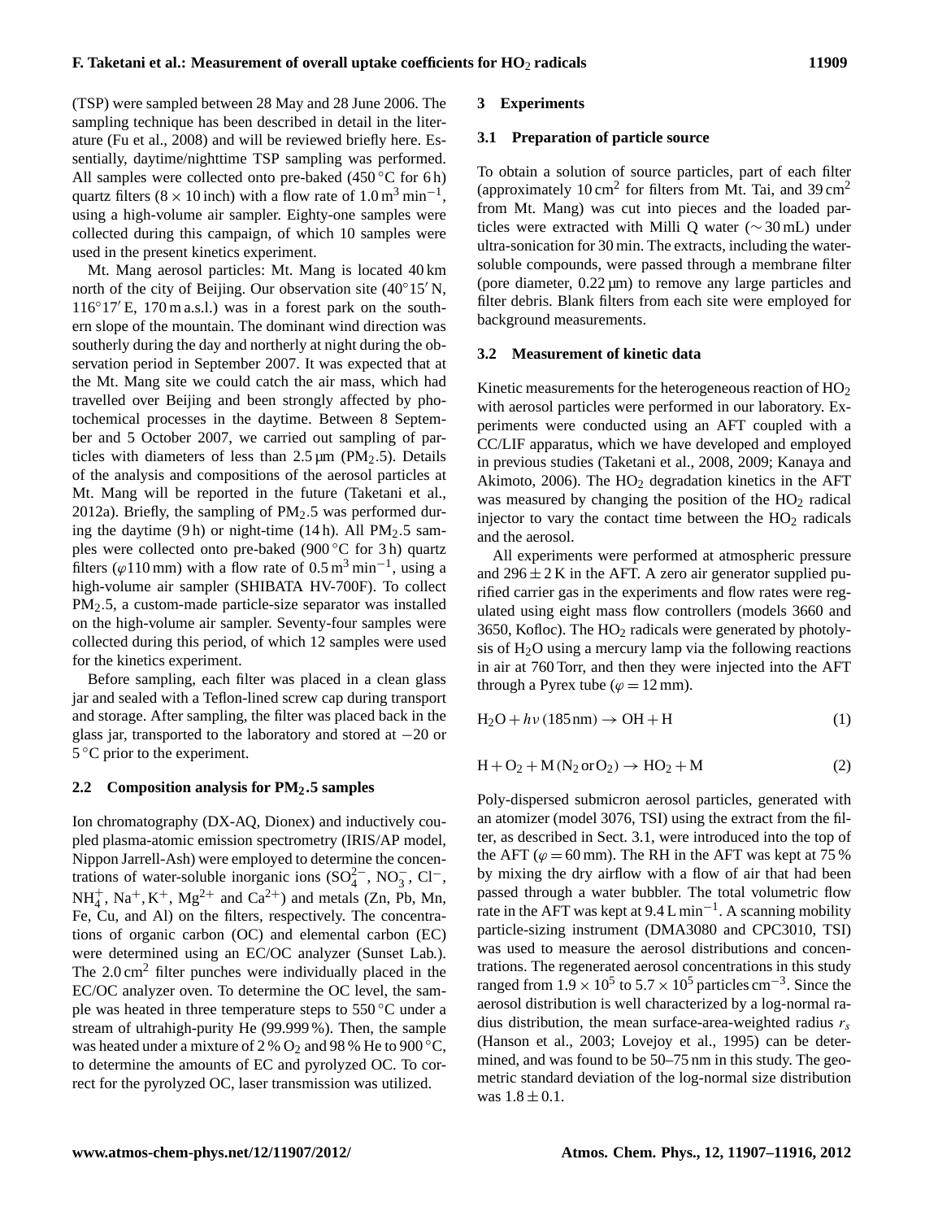(TSP) were sampled between 28 May and 28 June 2006. The sampling technique has been described in detail in the literature (Fu et al., 2008) and will be reviewed briefly here. Essentially, daytime/nighttime TSP sampling was performed. All samples were collected onto pre-baked (450 °C for 6 h) quartz filters ($8 \times 10$ inch) with a flow rate of $1.0\,m^3\,min^{-1}$, using a high-volume air sampler. Eighty-one samples were collected during this campaign, of which 10 samples were used in the present kinetics experiment.

Mt. Mang aerosol particles: Mt. Mang is located 40 km north of the city of Beijing. Our observation site (40°15′ N, 116°17′ E, 170 m a.s.l.) was in a forest park on the southern slope of the mountain. The dominant wind direction was southerly during the day and northerly at night during the observation period in September 2007. It was expected that at the Mt. Mang site we could catch the air mass, which had travelled over Beijing and been strongly affected by photochemical processes in the daytime. Between 8 September and 5 October 2007, we carried out sampling of particles with diameters of less than 2.5 µm ($PM_2.5$). Details of the analysis and compositions of the aerosol particles at Mt. Mang will be reported in the future (Taketani et al., 2012a). Briefly, the sampling of $PM_2.5$ was performed during the daytime (9 h) or night-time (14 h). All $PM_2.5$ samples were collected onto pre-baked (900 °C for 3 h) quartz filters ($\varphi$110 mm) with a flow rate of $0.5\,m^3\,min^{-1}$, using a high-volume air sampler (SHIBATA HV-700F). To collect $PM_2.5$, a custom-made particle-size separator was installed on the high-volume air sampler. Seventy-four samples were collected during this period, of which 12 samples were used for the kinetics experiment.

Before sampling, each filter was placed in a clean glass jar and sealed with a Teflon-lined screw cap during transport and storage. After sampling, the filter was placed back in the glass jar, transported to the laboratory and stored at −20 or 5 °C prior to the experiment.

### 2.2 Composition analysis for $PM_2.5$ samples

Ion chromatography (DX-AQ, Dionex) and inductively coupled plasma-atomic emission spectrometry (IRIS/AP model, Nippon Jarrell-Ash) were employed to determine the concentrations of water-soluble inorganic ions ($SO_4^{2-}$, $NO_3^-$, $Cl^-$, $NH_4^+$, $Na^+$, $K^+$, $Mg^{2+}$ and $Ca^{2+}$) and metals (Zn, Pb, Mn, Fe, Cu, and Al) on the filters, respectively. The concentrations of organic carbon (OC) and elemental carbon (EC) were determined using an EC/OC analyzer (Sunset Lab.). The $2.0\,cm^2$ filter punches were individually placed in the EC/OC analyzer oven. To determine the OC level, the sample was heated in three temperature steps to 550 °C under a stream of ultrahigh-purity He (99.999 %). Then, the sample was heated under a mixture of 2 % $O_2$ and 98 % He to 900 °C, to determine the amounts of EC and pyrolyzed OC. To correct for the pyrolyzed OC, laser transmission was utilized.

## 3 Experiments

### 3.1 Preparation of particle source

To obtain a solution of source particles, part of each filter (approximately $10\,cm^2$ for filters from Mt. Tai, and $39\,cm^2$ from Mt. Mang) was cut into pieces and the loaded particles were extracted with Milli Q water (∼30 mL) under ultra-sonication for 30 min. The extracts, including the water-soluble compounds, were passed through a membrane filter (pore diameter, 0.22 µm) to remove any large particles and filter debris. Blank filters from each site were employed for background measurements.

### 3.2 Measurement of kinetic data

Kinetic measurements for the heterogeneous reaction of $HO_2$ with aerosol particles were performed in our laboratory. Experiments were conducted using an AFT coupled with a CC/LIF apparatus, which we have developed and employed in previous studies (Taketani et al., 2008, 2009; Kanaya and Akimoto, 2006). The $HO_2$ degradation kinetics in the AFT was measured by changing the position of the $HO_2$ radical injector to vary the contact time between the $HO_2$ radicals and the aerosol.

All experiments were performed at atmospheric pressure and $296 \pm 2$ K in the AFT. A zero air generator supplied purified carrier gas in the experiments and flow rates were regulated using eight mass flow controllers (models 3660 and 3650, Kofloc). The $HO_2$ radicals were generated by photolysis of $H_2O$ using a mercury lamp via the following reactions in air at 760 Torr, and then they were injected into the AFT through a Pyrex tube ($\varphi = 12$ mm).

$$H_2O + h\nu\,(185\,nm) \rightarrow OH + H \tag{1}$$

$$H + O_2 + M\,(N_2\,or\,O_2) \rightarrow HO_2 + M \tag{2}$$

Poly-dispersed submicron aerosol particles, generated with an atomizer (model 3076, TSI) using the extract from the filter, as described in Sect. 3.1, were introduced into the top of the AFT ($\varphi = 60$ mm). The RH in the AFT was kept at 75 % by mixing the dry airflow with a flow of air that had been passed through a water bubbler. The total volumetric flow rate in the AFT was kept at $9.4\,L\,min^{-1}$. A scanning mobility particle-sizing instrument (DMA3080 and CPC3010, TSI) was used to measure the aerosol distributions and concentrations. The regenerated aerosol concentrations in this study ranged from $1.9 \times 10^5$ to $5.7 \times 10^5$ particles $cm^{-3}$. Since the aerosol distribution is well characterized by a log-normal radius distribution, the mean surface-area-weighted radius $r_s$ (Hanson et al., 2003; Lovejoy et al., 1995) can be determined, and was found to be 50–75 nm in this study. The geometric standard deviation of the log-normal size distribution was $1.8 \pm 0.1$.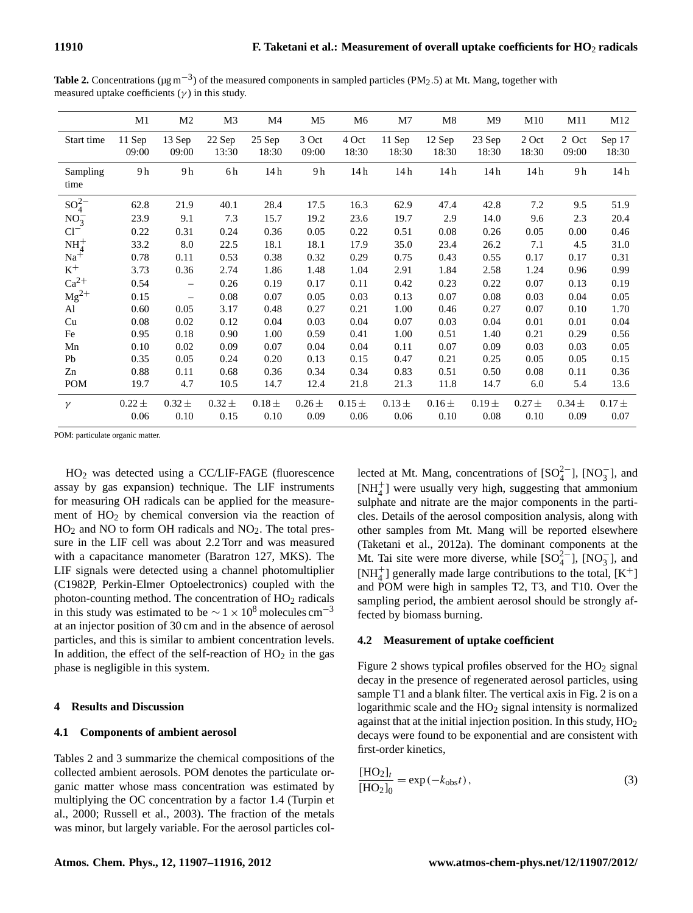**Table 2.** Concentrations (μg $m^{-3}$) of the measured components in sampled particles ($PM_{2.5}$) at Mt. Mang, together with measured uptake coefficients ($\gamma$) in this study.

| | M1 | M2 | M3 | M4 | M5 | M6 | M7 | M8 | M9 | M10 | M11 | M12 |
|---|---|---|---|---|---|---|---|---|---|---|---|---|
| Start time | 11 Sep 09:00 | 13 Sep 09:00 | 22 Sep 13:30 | 25 Sep 18:30 | 3 Oct 09:00 | 4 Oct 18:30 | 11 Sep 18:30 | 12 Sep 18:30 | 23 Sep 18:30 | 2 Oct 18:30 | 2 Oct 09:00 | Sep 17 18:30 |
| Sampling time | 9 h | 9 h | 6 h | 14 h | 9 h | 14 h | 14 h | 14 h | 14 h | 14 h | 9 h | 14 h |
| $SO_4^{2-}$ | 62.8 | 21.9 | 40.1 | 28.4 | 17.5 | 16.3 | 62.9 | 47.4 | 42.8 | 7.2 | 9.5 | 51.9 |
| $NO_3^-$ | 23.9 | 9.1 | 7.3 | 15.7 | 19.2 | 23.6 | 19.7 | 2.9 | 14.0 | 9.6 | 2.3 | 20.4 |
| $Cl^-$ | 0.22 | 0.31 | 0.24 | 0.36 | 0.05 | 0.22 | 0.51 | 0.08 | 0.26 | 0.05 | 0.00 | 0.46 |
| $NH_4^+$ | 33.2 | 8.0 | 22.5 | 18.1 | 18.1 | 17.9 | 35.0 | 23.4 | 26.2 | 7.1 | 4.5 | 31.0 |
| $Na^+$ | 0.78 | 0.11 | 0.53 | 0.38 | 0.32 | 0.29 | 0.75 | 0.43 | 0.55 | 0.17 | 0.17 | 0.31 |
| $K^+$ | 3.73 | 0.36 | 2.74 | 1.86 | 1.48 | 1.04 | 2.91 | 1.84 | 2.58 | 1.24 | 0.96 | 0.99 |
| $Ca^{2+}$ | 0.54 | – | 0.26 | 0.19 | 0.17 | 0.11 | 0.42 | 0.23 | 0.22 | 0.07 | 0.13 | 0.19 |
| $Mg^{2+}$ | 0.15 | – | 0.08 | 0.07 | 0.05 | 0.03 | 0.13 | 0.07 | 0.08 | 0.03 | 0.04 | 0.05 |
| Al | 0.60 | 0.05 | 3.17 | 0.48 | 0.27 | 0.21 | 1.00 | 0.46 | 0.27 | 0.07 | 0.10 | 1.70 |
| Cu | 0.08 | 0.02 | 0.12 | 0.04 | 0.03 | 0.04 | 0.07 | 0.03 | 0.04 | 0.01 | 0.01 | 0.04 |
| Fe | 0.95 | 0.18 | 0.90 | 1.00 | 0.59 | 0.41 | 1.00 | 0.51 | 1.40 | 0.21 | 0.29 | 0.56 |
| Mn | 0.10 | 0.02 | 0.09 | 0.07 | 0.04 | 0.04 | 0.11 | 0.07 | 0.09 | 0.03 | 0.03 | 0.05 |
| Pb | 0.35 | 0.05 | 0.24 | 0.20 | 0.13 | 0.15 | 0.47 | 0.21 | 0.25 | 0.05 | 0.05 | 0.15 |
| Zn | 0.88 | 0.11 | 0.68 | 0.36 | 0.34 | 0.34 | 0.83 | 0.51 | 0.50 | 0.08 | 0.11 | 0.36 |
| POM | 19.7 | 4.7 | 10.5 | 14.7 | 12.4 | 21.8 | 21.3 | 11.8 | 14.7 | 6.0 | 5.4 | 13.6 |
| $\gamma$ | 0.22 ± 0.06 | 0.32 ± 0.10 | 0.32 ± 0.15 | 0.18 ± 0.10 | 0.26 ± 0.09 | 0.15 ± 0.06 | 0.13 ± 0.06 | 0.16 ± 0.10 | 0.19 ± 0.08 | 0.27 ± 0.10 | 0.34 ± 0.09 | 0.17 ± 0.07 |

POM: particulate organic matter.

$HO_2$ was detected using a CC/LIF-FAGE (fluorescence assay by gas expansion) technique. The LIF instruments for measuring OH radicals can be applied for the measurement of $HO_2$ by chemical conversion via the reaction of $HO_2$ and NO to form OH radicals and $NO_2$. The total pressure in the LIF cell was about 2.2 Torr and was measured with a capacitance manometer (Baratron 127, MKS). The LIF signals were detected using a channel photomultiplier (C1982P, Perkin-Elmer Optoelectronics) coupled with the photon-counting method. The concentration of $HO_2$ radicals in this study was estimated to be $\sim 1\times10^8$ molecules $cm^{-3}$ at an injector position of 30 cm and in the absence of aerosol particles, and this is similar to ambient concentration levels. In addition, the effect of the self-reaction of $HO_2$ in the gas phase is negligible in this system.

## 4 Results and Discussion

### 4.1 Components of ambient aerosol

Tables 2 and 3 summarize the chemical compositions of the collected ambient aerosols. POM denotes the particulate organic matter whose mass concentration was estimated by multiplying the OC concentration by a factor 1.4 (Turpin et al., 2000; Russell et al., 2003). The fraction of the metals was minor, but largely variable. For the aerosol particles collected at Mt. Mang, concentrations of $[SO_4^{2-}]$, $[NO_3^-]$, and $[NH_4^+]$ were usually very high, suggesting that ammonium sulphate and nitrate are the major components in the particles. Details of the aerosol composition analysis, along with other samples from Mt. Mang will be reported elsewhere (Taketani et al., 2012a). The dominant components at the Mt. Tai site were more diverse, while $[SO_4^{2-}]$, $[NO_3^-]$, and $[NH_4^+]$ generally made large contributions to the total, $[K^+]$ and POM were high in samples T2, T3, and T10. Over the sampling period, the ambient aerosol should be strongly affected by biomass burning.

### 4.2 Measurement of uptake coefficient

Figure 2 shows typical profiles observed for the $HO_2$ signal decay in the presence of regenerated aerosol particles, using sample T1 and a blank filter. The vertical axis in Fig. 2 is on a logarithmic scale and the $HO_2$ signal intensity is normalized against that at the initial injection position. In this study, $HO_2$ decays were found to be exponential and are consistent with first-order kinetics,

$$\frac{[HO_2]_t}{[HO_2]_0} = \exp(-k_{obs}t), \tag{3}$$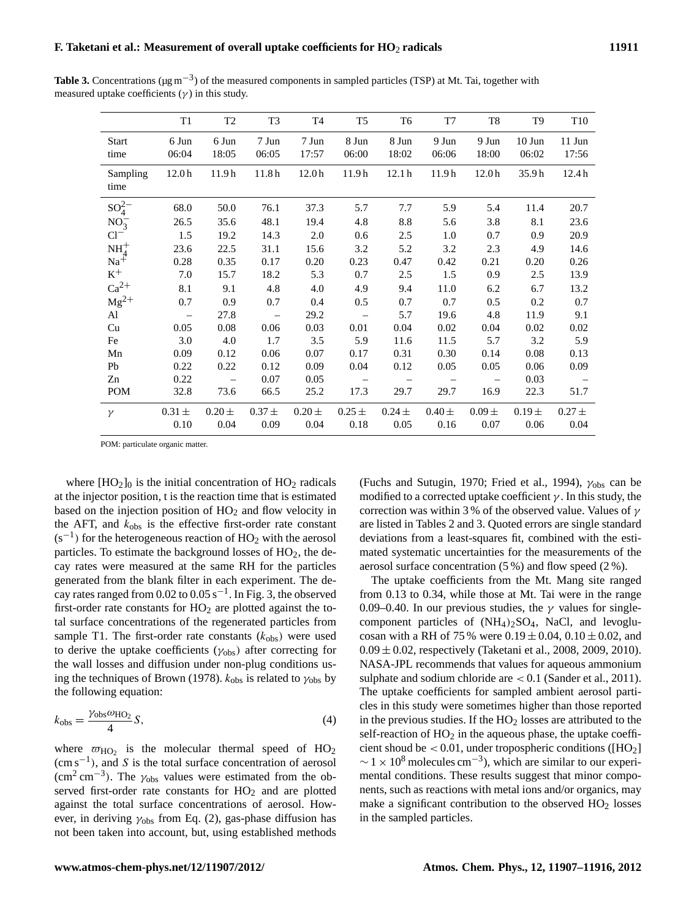**Table 3.** Concentrations ($\mu g\,m^{-3}$) of the measured components in sampled particles (TSP) at Mt. Tai, together with measured uptake coefficients ($\gamma$) in this study.

| | T1 | T2 | T3 | T4 | T5 | T6 | T7 | T8 | T9 | T10 |
|---|---|---|---|---|---|---|---|---|---|---|
| Start time | 6 Jun 06:04 | 6 Jun 18:05 | 7 Jun 06:05 | 7 Jun 17:57 | 8 Jun 06:00 | 8 Jun 18:02 | 9 Jun 06:06 | 9 Jun 18:00 | 10 Jun 06:02 | 11 Jun 17:56 |
| Sampling time | 12.0 h | 11.9 h | 11.8 h | 12.0 h | 11.9 h | 12.1 h | 11.9 h | 12.0 h | 35.9 h | 12.4 h |
| $SO_4^{2-}$ | 68.0 | 50.0 | 76.1 | 37.3 | 5.7 | 7.7 | 5.9 | 5.4 | 11.4 | 20.7 |
| $NO_3^-$ | 26.5 | 35.6 | 48.1 | 19.4 | 4.8 | 8.8 | 5.6 | 3.8 | 8.1 | 23.6 |
| $Cl^-$ | 1.5 | 19.2 | 14.3 | 2.0 | 0.6 | 2.5 | 1.0 | 0.7 | 0.9 | 20.9 |
| $NH_4^+$ | 23.6 | 22.5 | 31.1 | 15.6 | 3.2 | 5.2 | 3.2 | 2.3 | 4.9 | 14.6 |
| $Na^+$ | 0.28 | 0.35 | 0.17 | 0.20 | 0.23 | 0.47 | 0.42 | 0.21 | 0.20 | 0.26 |
| $K^+$ | 7.0 | 15.7 | 18.2 | 5.3 | 0.7 | 2.5 | 1.5 | 0.9 | 2.5 | 13.9 |
| $Ca^{2+}$ | 8.1 | 9.1 | 4.8 | 4.0 | 4.9 | 9.4 | 11.0 | 6.2 | 6.7 | 13.2 |
| $Mg^{2+}$ | 0.7 | 0.9 | 0.7 | 0.4 | 0.5 | 0.7 | 0.7 | 0.5 | 0.2 | 0.7 |
| Al | – | 27.8 | – | 29.2 | – | 5.7 | 19.6 | 4.8 | 11.9 | 9.1 |
| Cu | 0.05 | 0.08 | 0.06 | 0.03 | 0.01 | 0.04 | 0.02 | 0.04 | 0.02 | 0.02 |
| Fe | 3.0 | 4.0 | 1.7 | 3.5 | 5.9 | 11.6 | 11.5 | 5.7 | 3.2 | 5.9 |
| Mn | 0.09 | 0.12 | 0.06 | 0.07 | 0.17 | 0.31 | 0.30 | 0.14 | 0.08 | 0.13 |
| Pb | 0.22 | 0.22 | 0.12 | 0.09 | 0.04 | 0.12 | 0.05 | 0.05 | 0.06 | 0.09 |
| Zn | 0.22 | – | 0.07 | 0.05 | – | – | – | – | 0.03 | – |
| POM | 32.8 | 73.6 | 66.5 | 25.2 | 17.3 | 29.7 | 29.7 | 16.9 | 22.3 | 51.7 |
| $\gamma$ | $0.31 \pm 0.10$ | $0.20 \pm 0.04$ | $0.37 \pm 0.09$ | $0.20 \pm 0.04$ | $0.25 \pm 0.18$ | $0.24 \pm 0.05$ | $0.40 \pm 0.16$ | $0.09 \pm 0.07$ | $0.19 \pm 0.06$ | $0.27 \pm 0.04$ |

POM: particulate organic matter.

where $[HO_2]_0$ is the initial concentration of $HO_2$ radicals at the injector position, t is the reaction time that is estimated based on the injection position of $HO_2$ and flow velocity in the AFT, and $k_{obs}$ is the effective first-order rate constant ($s^{-1}$) for the heterogeneous reaction of $HO_2$ with the aerosol particles. To estimate the background losses of $HO_2$, the decay rates were measured at the same RH for the particles generated from the blank filter in each experiment. The decay rates ranged from 0.02 to $0.05\,s^{-1}$. In Fig. 3, the observed first-order rate constants for $HO_2$ are plotted against the total surface concentrations of the regenerated particles from sample T1. The first-order rate constants ($k_{obs}$) were used to derive the uptake coefficients ($\gamma_{obs}$) after correcting for the wall losses and diffusion under non-plug conditions using the techniques of Brown (1978). $k_{obs}$ is related to $\gamma_{obs}$ by the following equation:

$$k_{obs} = \frac{\gamma_{obs}\varpi_{HO_2}}{4}S, \tag{4}$$

where $\varpi_{HO_2}$ is the molecular thermal speed of $HO_2$ ($cm\,s^{-1}$), and $S$ is the total surface concentration of aerosol ($cm^2\,cm^{-3}$). The $\gamma_{obs}$ values were estimated from the observed first-order rate constants for $HO_2$ and are plotted against the total surface concentrations of aerosol. However, in deriving $\gamma_{obs}$ from Eq. (2), gas-phase diffusion has not been taken into account, but, using established methods (Fuchs and Sutugin, 1970; Fried et al., 1994), $\gamma_{obs}$ can be modified to a corrected uptake coefficient $\gamma$. In this study, the correction was within 3 % of the observed value. Values of $\gamma$ are listed in Tables 2 and 3. Quoted errors are single standard deviations from a least-squares fit, combined with the estimated systematic uncertainties for the measurements of the aerosol surface concentration (5 %) and flow speed (2 %).

The uptake coefficients from the Mt. Mang site ranged from 0.13 to 0.34, while those at Mt. Tai were in the range 0.09–0.40. In our previous studies, the $\gamma$ values for single-component particles of $(NH_4)_2SO_4$, NaCl, and levoglucosan with a RH of 75 % were $0.19 \pm 0.04$, $0.10 \pm 0.02$, and $0.09 \pm 0.02$, respectively (Taketani et al., 2008, 2009, 2010). NASA-JPL recommends that values for aqueous ammonium sulphate and sodium chloride are $< 0.1$ (Sander et al., 2011). The uptake coefficients for sampled ambient aerosol particles in this study were sometimes higher than those reported in the previous studies. If the $HO_2$ losses are attributed to the self-reaction of $HO_2$ in the aqueous phase, the uptake coefficient shoud be $< 0.01$, under tropospheric conditions ($[HO_2] \sim 1 \times 10^8$ molecules $cm^{-3}$), which are similar to our experimental conditions. These results suggest that minor components, such as reactions with metal ions and/or organics, may make a significant contribution to the observed $HO_2$ losses in the sampled particles.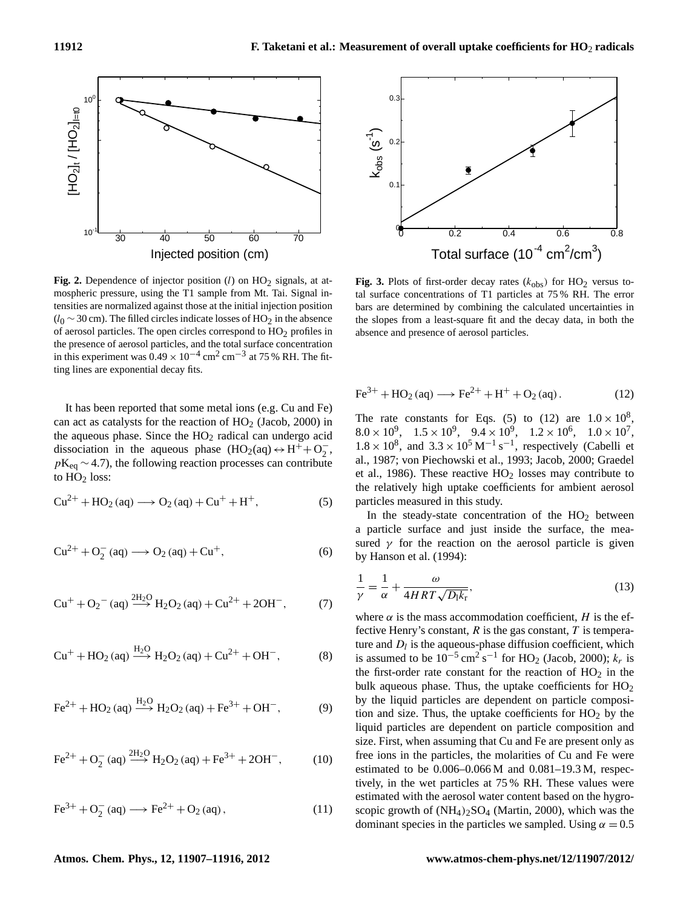**Fig. 2.** Dependence of injector position ($l$) on $HO_2$ signals, at atmospheric pressure, using the T1 sample from Mt. Tai. Signal intensities are normalized against those at the initial injection position ($l_0 \sim 30$ cm). The filled circles indicate losses of $HO_2$ in the absence of aerosol particles. The open circles correspond to $HO_2$ profiles in the presence of aerosol particles, and the total surface concentration in this experiment was $0.49 \times 10^{-4}$ cm$^2$ cm$^{-3}$ at 75 % RH. The fitting lines are exponential decay fits.

**Fig. 3.** Plots of first-order decay rates ($k_{obs}$) for $HO_2$ versus total surface concentrations of T1 particles at 75 % RH. The error bars are determined by combining the calculated uncertainties in the slopes from a least-square fit and the decay data, in both the absence and presence of aerosol particles.

It has been reported that some metal ions (e.g. Cu and Fe) can act as catalysts for the reaction of $HO_2$ (Jacob, 2000) in the aqueous phase. Since the $HO_2$ radical can undergo acid dissociation in the aqueous phase ($HO_2(aq) \leftrightarrow H^+ + O_2^-$, $pK_{eq} \sim 4.7$), the following reaction processes can contribute to $HO_2$ loss:

$$Cu^{2+} + HO_2\,(aq) \longrightarrow O_2\,(aq) + Cu^+ + H^+, \tag{5}$$

$$Cu^{2+} + O_2^-\,(aq) \longrightarrow O_2\,(aq) + Cu^+, \tag{6}$$

$$Cu^+ + O_2{}^-\,(aq) \xrightarrow{2H_2O} H_2O_2\,(aq) + Cu^{2+} + 2OH^-, \tag{7}$$

$$Cu^+ + HO_2\,(aq) \xrightarrow{H_2O} H_2O_2\,(aq) + Cu^{2+} + OH^-, \tag{8}$$

$$Fe^{2+} + HO_2\,(aq) \xrightarrow{H_2O} H_2O_2\,(aq) + Fe^{3+} + OH^-, \tag{9}$$

$$Fe^{2+} + O_2^-\,(aq) \xrightarrow{2H_2O} H_2O_2\,(aq) + Fe^{3+} + 2OH^-, \tag{10}$$

$$Fe^{3+} + O_2^-\,(aq) \longrightarrow Fe^{2+} + O_2\,(aq), \tag{11}$$

$$Fe^{3+} + HO_2\,(aq) \longrightarrow Fe^{2+} + H^+ + O_2\,(aq). \tag{12}$$

The rate constants for Eqs. (5) to (12) are $1.0 \times 10^8$, $8.0 \times 10^9$, $1.5 \times 10^9$, $9.4 \times 10^9$, $1.2 \times 10^6$, $1.0 \times 10^7$, $1.8 \times 10^8$, and $3.3 \times 10^5$ M$^{-1}$ s$^{-1}$, respectively (Cabelli et al., 1987; von Piechowski et al., 1993; Jacob, 2000; Graedel et al., 1986). These reactive $HO_2$ losses may contribute to the relatively high uptake coefficients for ambient aerosol particles measured in this study.

In the steady-state concentration of the $HO_2$ between a particle surface and just inside the surface, the measured $\gamma$ for the reaction on the aerosol particle is given by Hanson et al. (1994):

$$\frac{1}{\gamma} = \frac{1}{\alpha} + \frac{\omega}{4HRT\sqrt{D_l k_r}}, \tag{13}$$

where $\alpha$ is the mass accommodation coefficient, $H$ is the effective Henry's constant, $R$ is the gas constant, $T$ is temperature and $D_l$ is the aqueous-phase diffusion coefficient, which is assumed to be $10^{-5}$ cm$^2$ s$^{-1}$ for $HO_2$ (Jacob, 2000); $k_r$ is the first-order rate constant for the reaction of $HO_2$ in the bulk aqueous phase. Thus, the uptake coefficients for $HO_2$ by the liquid particles are dependent on particle composition and size. Thus, the uptake coefficients for $HO_2$ by the liquid particles are dependent on particle composition and size. First, when assuming that Cu and Fe are present only as free ions in the particles, the molarities of Cu and Fe were estimated to be 0.006–0.066 M and 0.081–19.3 M, respectively, in the wet particles at 75 % RH. These values were estimated with the aerosol water content based on the hygroscopic growth of $(NH_4)_2SO_4$ (Martin, 2000), which was the dominant species in the particles we sampled. Using $\alpha = 0.5$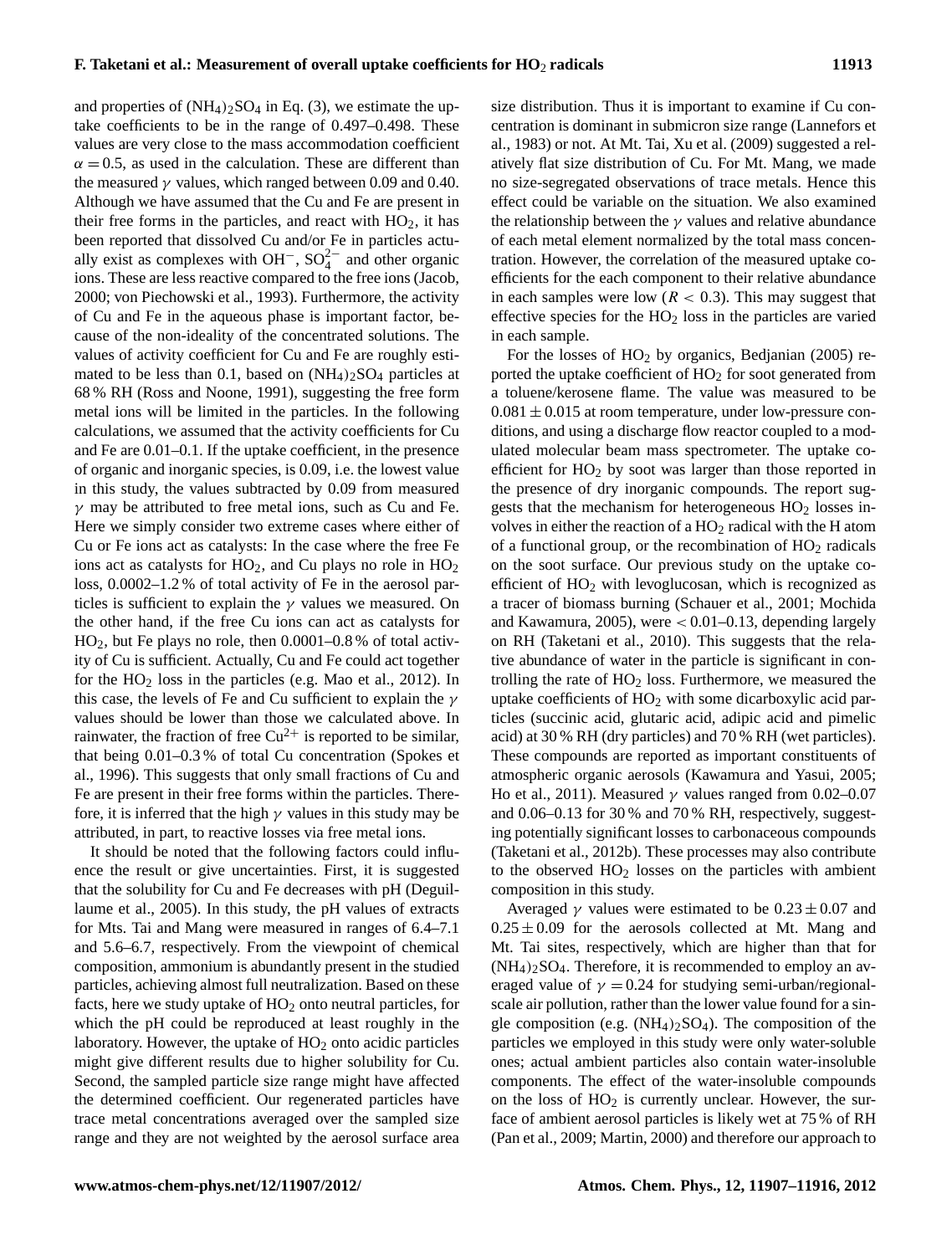and properties of $(NH_4)_2SO_4$ in Eq. (3), we estimate the uptake coefficients to be in the range of 0.497–0.498. These values are very close to the mass accommodation coefficient $\alpha = 0.5$, as used in the calculation. These are different than the measured $\gamma$ values, which ranged between 0.09 and 0.40. Although we have assumed that the Cu and Fe are present in their free forms in the particles, and react with $HO_2$, it has been reported that dissolved Cu and/or Fe in particles actually exist as complexes with $OH^-$, $SO_4^{2-}$ and other organic ions. These are less reactive compared to the free ions (Jacob, 2000; von Piechowski et al., 1993). Furthermore, the activity of Cu and Fe in the aqueous phase is important factor, because of the non-ideality of the concentrated solutions. The values of activity coefficient for Cu and Fe are roughly estimated to be less than 0.1, based on $(NH_4)_2SO_4$ particles at 68 % RH (Ross and Noone, 1991), suggesting the free form metal ions will be limited in the particles. In the following calculations, we assumed that the activity coefficients for Cu and Fe are 0.01–0.1. If the uptake coefficient, in the presence of organic and inorganic species, is 0.09, i.e. the lowest value in this study, the values subtracted by 0.09 from measured $\gamma$ may be attributed to free metal ions, such as Cu and Fe. Here we simply consider two extreme cases where either of Cu or Fe ions act as catalysts: In the case where the free Fe ions act as catalysts for $HO_2$, and Cu plays no role in $HO_2$ loss, 0.0002–1.2 % of total activity of Fe in the aerosol particles is sufficient to explain the $\gamma$ values we measured. On the other hand, if the free Cu ions can act as catalysts for $HO_2$, but Fe plays no role, then 0.0001–0.8 % of total activity of Cu is sufficient. Actually, Cu and Fe could act together for the $HO_2$ loss in the particles (e.g. Mao et al., 2012). In this case, the levels of Fe and Cu sufficient to explain the $\gamma$ values should be lower than those we calculated above. In rainwater, the fraction of free $Cu^{2+}$ is reported to be similar, that being 0.01–0.3 % of total Cu concentration (Spokes et al., 1996). This suggests that only small fractions of Cu and Fe are present in their free forms within the particles. Therefore, it is inferred that the high $\gamma$ values in this study may be attributed, in part, to reactive losses via free metal ions.

It should be noted that the following factors could influence the result or give uncertainties. First, it is suggested that the solubility for Cu and Fe decreases with pH (Deguillaume et al., 2005). In this study, the pH values of extracts for Mts. Tai and Mang were measured in ranges of 6.4–7.1 and 5.6–6.7, respectively. From the viewpoint of chemical composition, ammonium is abundantly present in the studied particles, achieving almost full neutralization. Based on these facts, here we study uptake of $HO_2$ onto neutral particles, for which the pH could be reproduced at least roughly in the laboratory. However, the uptake of $HO_2$ onto acidic particles might give different results due to higher solubility for Cu. Second, the sampled particle size range might have affected the determined coefficient. Our regenerated particles have trace metal concentrations averaged over the sampled size range and they are not weighted by the aerosol surface area size distribution. Thus it is important to examine if Cu concentration is dominant in submicron size range (Lannefors et al., 1983) or not. At Mt. Tai, Xu et al. (2009) suggested a relatively flat size distribution of Cu. For Mt. Mang, we made no size-segregated observations of trace metals. Hence this effect could be variable on the situation. We also examined the relationship between the $\gamma$ values and relative abundance of each metal element normalized by the total mass concentration. However, the correlation of the measured uptake coefficients for the each component to their relative abundance in each samples were low ($R < 0.3$). This may suggest that effective species for the $HO_2$ loss in the particles are varied in each sample.

For the losses of $HO_2$ by organics, Bedjanian (2005) reported the uptake coefficient of $HO_2$ for soot generated from a toluene/kerosene flame. The value was measured to be $0.081 \pm 0.015$ at room temperature, under low-pressure conditions, and using a discharge flow reactor coupled to a modulated molecular beam mass spectrometer. The uptake coefficient for $HO_2$ by soot was larger than those reported in the presence of dry inorganic compounds. The report suggests that the mechanism for heterogeneous $HO_2$ losses involves in either the reaction of a $HO_2$ radical with the H atom of a functional group, or the recombination of $HO_2$ radicals on the soot surface. Our previous study on the uptake coefficient of $HO_2$ with levoglucosan, which is recognized as a tracer of biomass burning (Schauer et al., 2001; Mochida and Kawamura, 2005), were $< 0.01$–0.13, depending largely on RH (Taketani et al., 2010). This suggests that the relative abundance of water in the particle is significant in controlling the rate of $HO_2$ loss. Furthermore, we measured the uptake coefficients of $HO_2$ with some dicarboxylic acid particles (succinic acid, glutaric acid, adipic acid and pimelic acid) at 30 % RH (dry particles) and 70 % RH (wet particles). These compounds are reported as important constituents of atmospheric organic aerosols (Kawamura and Yasui, 2005; Ho et al., 2011). Measured $\gamma$ values ranged from 0.02–0.07 and 0.06–0.13 for 30 % and 70 % RH, respectively, suggesting potentially significant losses to carbonaceous compounds (Taketani et al., 2012b). These processes may also contribute to the observed $HO_2$ losses on the particles with ambient composition in this study.

Averaged $\gamma$ values were estimated to be $0.23 \pm 0.07$ and $0.25 \pm 0.09$ for the aerosols collected at Mt. Mang and Mt. Tai sites, respectively, which are higher than that for $(NH_4)_2SO_4$. Therefore, it is recommended to employ an averaged value of $\gamma = 0.24$ for studying semi-urban/regional-scale air pollution, rather than the lower value found for a single composition (e.g. $(NH_4)_2SO_4$). The composition of the particles we employed in this study were only water-soluble ones; actual ambient particles also contain water-insoluble components. The effect of the water-insoluble compounds on the loss of $HO_2$ is currently unclear. However, the surface of ambient aerosol particles is likely wet at 75 % of RH (Pan et al., 2009; Martin, 2000) and therefore our approach to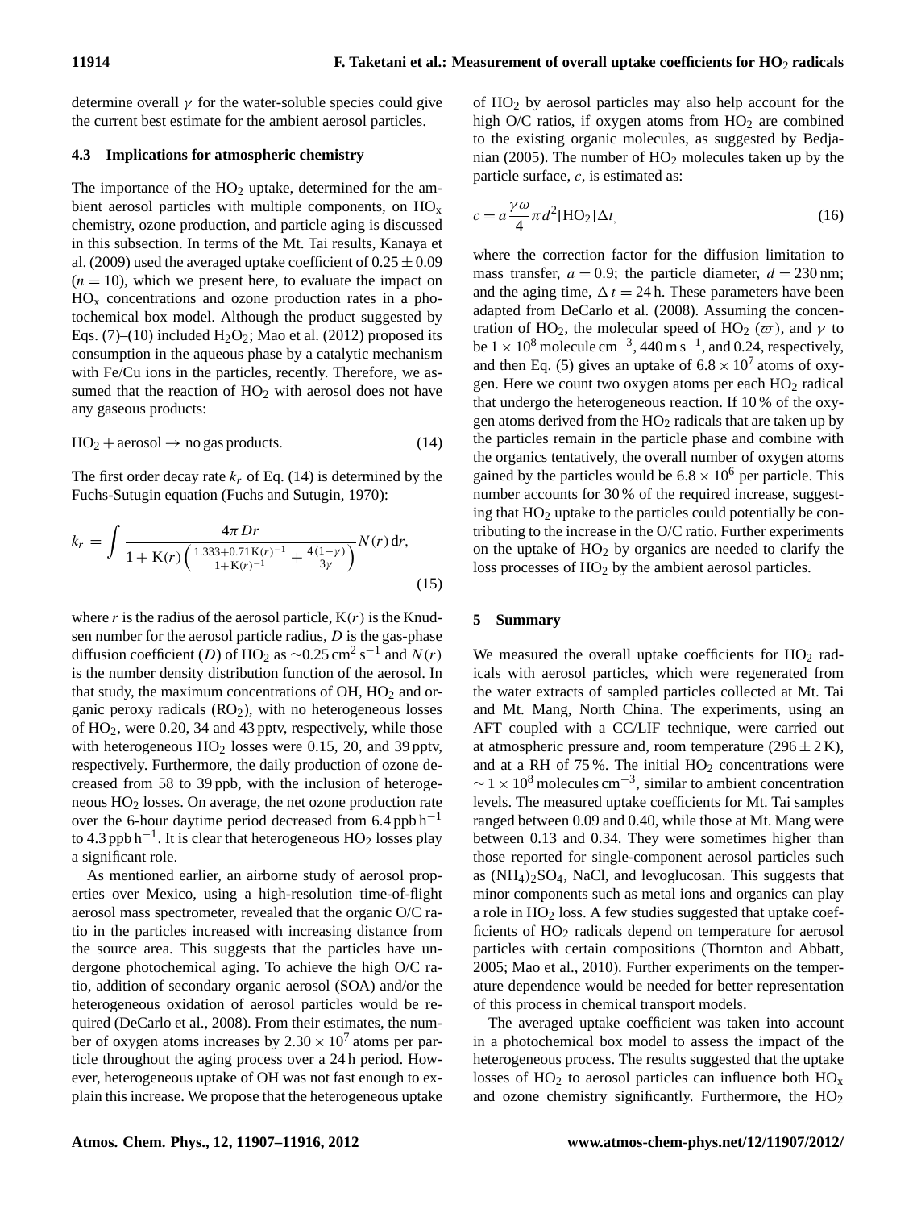determine overall $\gamma$ for the water-soluble species could give the current best estimate for the ambient aerosol particles.

### 4.3 Implications for atmospheric chemistry

The importance of the $HO_2$ uptake, determined for the ambient aerosol particles with multiple components, on $HO_x$ chemistry, ozone production, and particle aging is discussed in this subsection. In terms of the Mt. Tai results, Kanaya et al. (2009) used the averaged uptake coefficient of $0.25 \pm 0.09$ ($n = 10$), which we present here, to evaluate the impact on $HO_x$ concentrations and ozone production rates in a photochemical box model. Although the product suggested by Eqs. (7)–(10) included $H_2O_2$; Mao et al. (2012) proposed its consumption in the aqueous phase by a catalytic mechanism with Fe/Cu ions in the particles, recently. Therefore, we assumed that the reaction of $HO_2$ with aerosol does not have any gaseous products:

$$HO_2 + \text{aerosol} \rightarrow \text{no gas products.} \tag{14}$$

The first order decay rate $k_r$ of Eq. (14) is determined by the Fuchs-Sutugin equation (Fuchs and Sutugin, 1970):

$$k_r = \int \frac{4\pi D r}{1 + \mathrm{K}(r)\left(\frac{1.333 + 0.71\mathrm{K}(r)^{-1}}{1 + \mathrm{K}(r)^{-1}} + \frac{4(1-\gamma)}{3\gamma}\right)} N(r)\,\mathrm{d}r, \tag{15}$$

where $r$ is the radius of the aerosol particle, $\mathrm{K}(r)$ is the Knudsen number for the aerosol particle radius, $D$ is the gas-phase diffusion coefficient ($D$) of $HO_2$ as $\sim 0.25\,\mathrm{cm^2\,s^{-1}}$ and $N(r)$ is the number density distribution function of the aerosol. In that study, the maximum concentrations of OH, $HO_2$ and organic peroxy radicals ($RO_2$), with no heterogeneous losses of $HO_2$, were 0.20, 34 and 43 pptv, respectively, while those with heterogeneous $HO_2$ losses were 0.15, 20, and 39 pptv, respectively. Furthermore, the daily production of ozone decreased from 58 to 39 ppb, with the inclusion of heterogeneous $HO_2$ losses. On average, the net ozone production rate over the 6-hour daytime period decreased from $6.4\,\mathrm{ppb\,h^{-1}}$ to $4.3\,\mathrm{ppb\,h^{-1}}$. It is clear that heterogeneous $HO_2$ losses play a significant role.

As mentioned earlier, an airborne study of aerosol properties over Mexico, using a high-resolution time-of-flight aerosol mass spectrometer, revealed that the organic O/C ratio in the particles increased with increasing distance from the source area. This suggests that the particles have undergone photochemical aging. To achieve the high O/C ratio, addition of secondary organic aerosol (SOA) and/or the heterogeneous oxidation of aerosol particles would be required (DeCarlo et al., 2008). From their estimates, the number of oxygen atoms increases by $2.30 \times 10^7$ atoms per particle throughout the aging process over a 24 h period. However, heterogeneous uptake of OH was not fast enough to explain this increase. We propose that the heterogeneous uptake of $HO_2$ by aerosol particles may also help account for the high O/C ratios, if oxygen atoms from $HO_2$ are combined to the existing organic molecules, as suggested by Bedjanian (2005). The number of $HO_2$ molecules taken up by the particle surface, $c$, is estimated as:

$$c = a\frac{\gamma\omega}{4}\pi d^2[HO_2]\Delta t, \tag{16}$$

where the correction factor for the diffusion limitation to mass transfer, $a = 0.9$; the particle diameter, $d = 230\,\mathrm{nm}$; and the aging time, $\Delta t = 24\,\mathrm{h}$. These parameters have been adapted from DeCarlo et al. (2008). Assuming the concentration of $HO_2$, the molecular speed of $HO_2$ ($\varpi$), and $\gamma$ to be $1 \times 10^8\,\mathrm{molecule\,cm^{-3}}$, $440\,\mathrm{m\,s^{-1}}$, and 0.24, respectively, and then Eq. (5) gives an uptake of $6.8 \times 10^7$ atoms of oxygen. Here we count two oxygen atoms per each $HO_2$ radical that undergo the heterogeneous reaction. If 10 % of the oxygen atoms derived from the $HO_2$ radicals that are taken up by the particles remain in the particle phase and combine with the organics tentatively, the overall number of oxygen atoms gained by the particles would be $6.8 \times 10^6$ per particle. This number accounts for 30 % of the required increase, suggesting that $HO_2$ uptake to the particles could potentially be contributing to the increase in the O/C ratio. Further experiments on the uptake of $HO_2$ by organics are needed to clarify the loss processes of $HO_2$ by the ambient aerosol particles.

## 5 Summary

We measured the overall uptake coefficients for $HO_2$ radicals with aerosol particles, which were regenerated from the water extracts of sampled particles collected at Mt. Tai and Mt. Mang, North China. The experiments, using an AFT coupled with a CC/LIF technique, were carried out at atmospheric pressure and, room temperature ($296 \pm 2\,\mathrm{K}$), and at a RH of 75 %. The initial $HO_2$ concentrations were $\sim 1 \times 10^8\,\mathrm{molecules\,cm^{-3}}$, similar to ambient concentration levels. The measured uptake coefficients for Mt. Tai samples ranged between 0.09 and 0.40, while those at Mt. Mang were between 0.13 and 0.34. They were sometimes higher than those reported for single-component aerosol particles such as $(NH_4)_2SO_4$, NaCl, and levoglucosan. This suggests that minor components such as metal ions and organics can play a role in $HO_2$ loss. A few studies suggested that uptake coefficients of $HO_2$ radicals depend on temperature for aerosol particles with certain compositions (Thornton and Abbatt, 2005; Mao et al., 2010). Further experiments on the temperature dependence would be needed for better representation of this process in chemical transport models.

The averaged uptake coefficient was taken into account in a photochemical box model to assess the impact of the heterogeneous process. The results suggested that the uptake losses of $HO_2$ to aerosol particles can influence both $HO_x$ and ozone chemistry significantly. Furthermore, the $HO_2$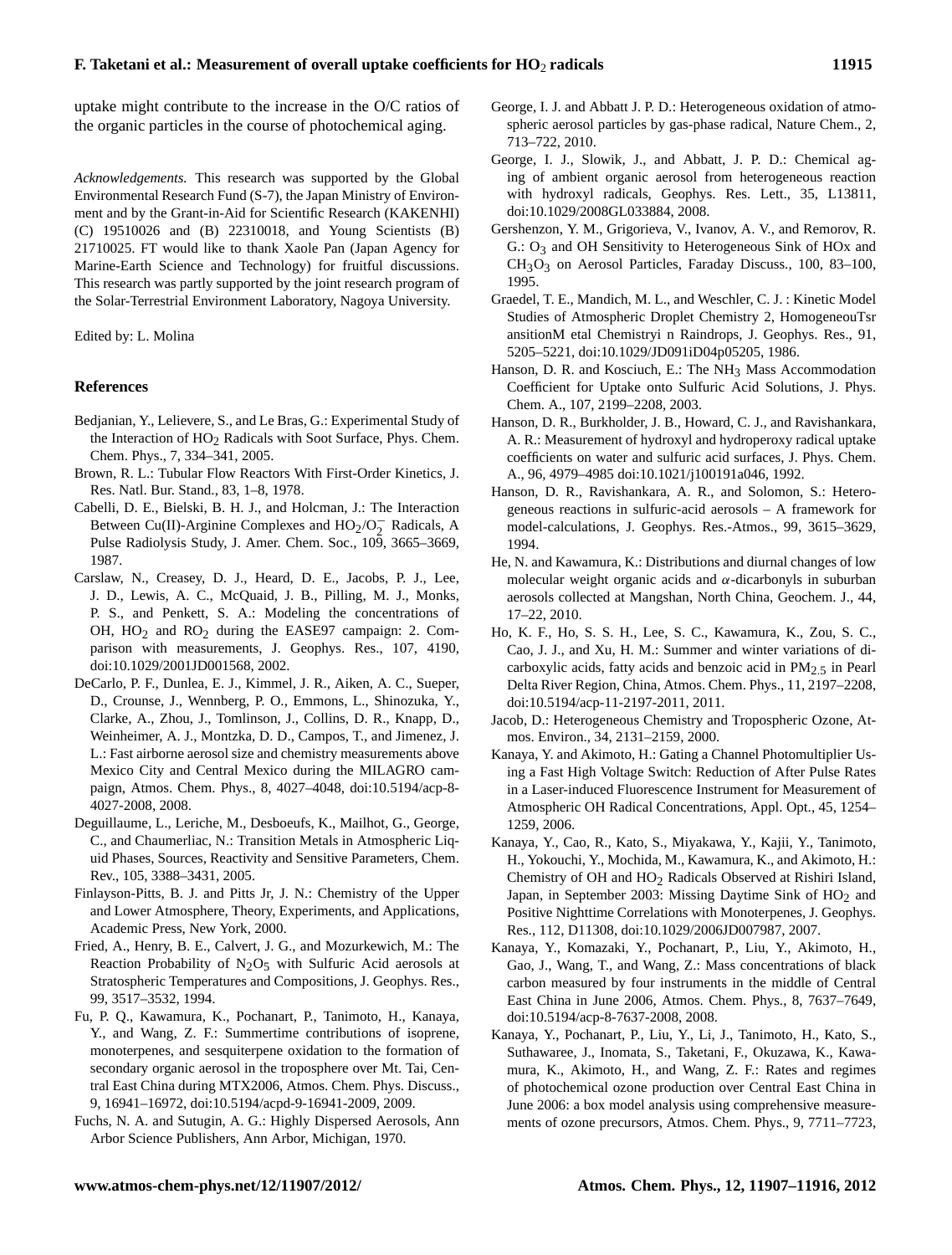uptake might contribute to the increase in the O/C ratios of the organic particles in the course of photochemical aging.

*Acknowledgements.* This research was supported by the Global Environmental Research Fund (S-7), the Japan Ministry of Environment and by the Grant-in-Aid for Scientific Research (KAKENHI) (C) 19510026 and (B) 22310018, and Young Scientists (B) 21710025. FT would like to thank Xaole Pan (Japan Agency for Marine-Earth Science and Technology) for fruitful discussions. This research was partly supported by the joint research program of the Solar-Terrestrial Environment Laboratory, Nagoya University.

Edited by: L. Molina

## References

Bedjanian, Y., Lelievere, S., and Le Bras, G.: Experimental Study of the Interaction of $HO_2$ Radicals with Soot Surface, Phys. Chem. Chem. Phys., 7, 334–341, 2005.

Brown, R. L.: Tubular Flow Reactors With First-Order Kinetics, J. Res. Natl. Bur. Stand., 83, 1–8, 1978.

Cabelli, D. E., Bielski, B. H. J., and Holcman, J.: The Interaction Between Cu(II)-Arginine Complexes and $HO_2/O_2^-$ Radicals, A Pulse Radiolysis Study, J. Amer. Chem. Soc., 109, 3665–3669, 1987.

Carslaw, N., Creasey, D. J., Heard, D. E., Jacobs, P. J., Lee, J. D., Lewis, A. C., McQuaid, J. B., Pilling, M. J., Monks, P. S., and Penkett, S. A.: Modeling the concentrations of OH, $HO_2$ and $RO_2$ during the EASE97 campaign: 2. Comparison with measurements, J. Geophys. Res., 107, 4190, doi:10.1029/2001JD001568, 2002.

DeCarlo, P. F., Dunlea, E. J., Kimmel, J. R., Aiken, A. C., Sueper, D., Crounse, J., Wennberg, P. O., Emmons, L., Shinozuka, Y., Clarke, A., Zhou, J., Tomlinson, J., Collins, D. R., Knapp, D., Weinheimer, A. J., Montzka, D. D., Campos, T., and Jimenez, J. L.: Fast airborne aerosol size and chemistry measurements above Mexico City and Central Mexico during the MILAGRO campaign, Atmos. Chem. Phys., 8, 4027–4048, doi:10.5194/acp-8-4027-2008, 2008.

Deguillaume, L., Leriche, M., Desboeufs, K., Mailhot, G., George, C., and Chaumerliac, N.: Transition Metals in Atmospheric Liquid Phases, Sources, Reactivity and Sensitive Parameters, Chem. Rev., 105, 3388–3431, 2005.

Finlayson-Pitts, B. J. and Pitts Jr, J. N.: Chemistry of the Upper and Lower Atmosphere, Theory, Experiments, and Applications, Academic Press, New York, 2000.

Fried, A., Henry, B. E., Calvert, J. G., and Mozurkewich, M.: The Reaction Probability of $N_2O_5$ with Sulfuric Acid aerosols at Stratospheric Temperatures and Compositions, J. Geophys. Res., 99, 3517–3532, 1994.

Fu, P. Q., Kawamura, K., Pochanart, P., Tanimoto, H., Kanaya, Y., and Wang, Z. F.: Summertime contributions of isoprene, monoterpenes, and sesquiterpene oxidation to the formation of secondary organic aerosol in the troposphere over Mt. Tai, Central East China during MTX2006, Atmos. Chem. Phys. Discuss., 9, 16941–16972, doi:10.5194/acpd-9-16941-2009, 2009.

Fuchs, N. A. and Sutugin, A. G.: Highly Dispersed Aerosols, Ann Arbor Science Publishers, Ann Arbor, Michigan, 1970.

George, I. J. and Abbatt J. P. D.: Heterogeneous oxidation of atmospheric aerosol particles by gas-phase radical, Nature Chem., 2, 713–722, 2010.

George, I. J., Slowik, J., and Abbatt, J. P. D.: Chemical aging of ambient organic aerosol from heterogeneous reaction with hydroxyl radicals, Geophys. Res. Lett., 35, L13811, doi:10.1029/2008GL033884, 2008.

Gershenzon, Y. M., Grigorieva, V., Ivanov, A. V., and Remorov, R. G.: $O_3$ and OH Sensitivity to Heterogeneous Sink of HOx and $CH_3O_3$ on Aerosol Particles, Faraday Discuss., 100, 83–100, 1995.

Graedel, T. E., Mandich, M. L., and Weschler, C. J. : Kinetic Model Studies of Atmospheric Droplet Chemistry 2, HomogeneouTsr ansitionM etal Chemistryi n Raindrops, J. Geophys. Res., 91, 5205–5221, doi:10.1029/JD091iD04p05205, 1986.

Hanson, D. R. and Kosciuch, E.: The $NH_3$ Mass Accommodation Coefficient for Uptake onto Sulfuric Acid Solutions, J. Phys. Chem. A., 107, 2199–2208, 2003.

Hanson, D. R., Burkholder, J. B., Howard, C. J., and Ravishankara, A. R.: Measurement of hydroxyl and hydroperoxy radical uptake coefficients on water and sulfuric acid surfaces, J. Phys. Chem. A., 96, 4979–4985 doi:10.1021/j100191a046, 1992.

Hanson, D. R., Ravishankara, A. R., and Solomon, S.: Heterogeneous reactions in sulfuric-acid aerosols – A framework for model-calculations, J. Geophys. Res.-Atmos., 99, 3615–3629, 1994.

He, N. and Kawamura, K.: Distributions and diurnal changes of low molecular weight organic acids and $\alpha$-dicarbonyls in suburban aerosols collected at Mangshan, North China, Geochem. J., 44, 17–22, 2010.

Ho, K. F., Ho, S. S. H., Lee, S. C., Kawamura, K., Zou, S. C., Cao, J. J., and Xu, H. M.: Summer and winter variations of dicarboxylic acids, fatty acids and benzoic acid in $PM_{2.5}$ in Pearl Delta River Region, China, Atmos. Chem. Phys., 11, 2197–2208, doi:10.5194/acp-11-2197-2011, 2011.

Jacob, D.: Heterogeneous Chemistry and Tropospheric Ozone, Atmos. Environ., 34, 2131–2159, 2000.

Kanaya, Y. and Akimoto, H.: Gating a Channel Photomultiplier Using a Fast High Voltage Switch: Reduction of After Pulse Rates in a Laser-induced Fluorescence Instrument for Measurement of Atmospheric OH Radical Concentrations, Appl. Opt., 45, 1254–1259, 2006.

Kanaya, Y., Cao, R., Kato, S., Miyakawa, Y., Kajii, Y., Tanimoto, H., Yokouchi, Y., Mochida, M., Kawamura, K., and Akimoto, H.: Chemistry of OH and $HO_2$ Radicals Observed at Rishiri Island, Japan, in September 2003: Missing Daytime Sink of $HO_2$ and Positive Nighttime Correlations with Monoterpenes, J. Geophys. Res., 112, D11308, doi:10.1029/2006JD007987, 2007.

Kanaya, Y., Komazaki, Y., Pochanart, P., Liu, Y., Akimoto, H., Gao, J., Wang, T., and Wang, Z.: Mass concentrations of black carbon measured by four instruments in the middle of Central East China in June 2006, Atmos. Chem. Phys., 8, 7637–7649, doi:10.5194/acp-8-7637-2008, 2008.

Kanaya, Y., Pochanart, P., Liu, Y., Li, J., Tanimoto, H., Kato, S., Suthawaree, J., Inomata, S., Taketani, F., Okuzawa, K., Kawamura, K., Akimoto, H., and Wang, Z. F.: Rates and regimes of photochemical ozone production over Central East China in June 2006: a box model analysis using comprehensive measurements of ozone precursors, Atmos. Chem. Phys., 9, 7711–7723,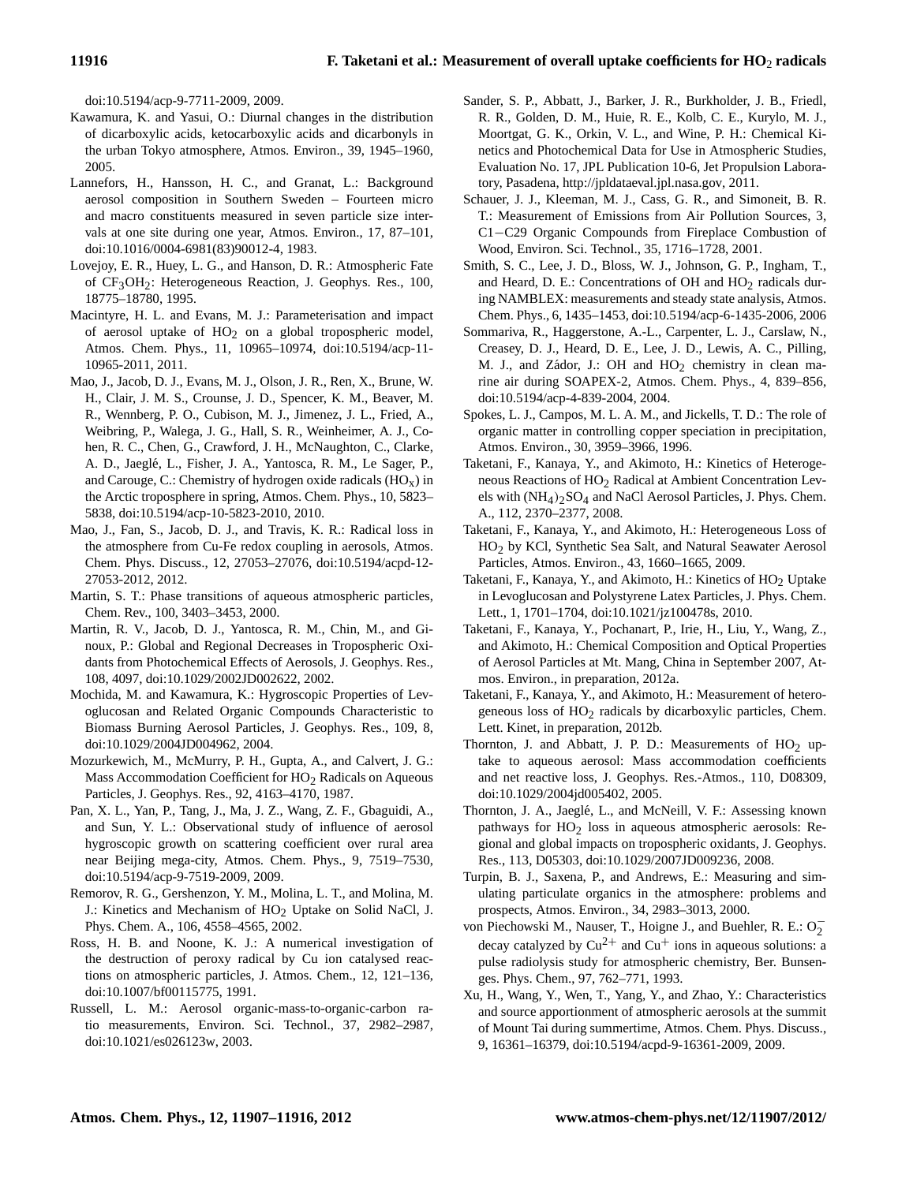doi:10.5194/acp-9-7711-2009, 2009.

Kawamura, K. and Yasui, O.: Diurnal changes in the distribution of dicarboxylic acids, ketocarboxylic acids and dicarbonyls in the urban Tokyo atmosphere, Atmos. Environ., 39, 1945–1960, 2005.

Lannefors, H., Hansson, H. C., and Granat, L.: Background aerosol composition in Southern Sweden – Fourteen micro and macro constituents measured in seven particle size intervals at one site during one year, Atmos. Environ., 17, 87–101, doi:10.1016/0004-6981(83)90012-4, 1983.

Lovejoy, E. R., Huey, L. G., and Hanson, D. R.: Atmospheric Fate of $CF_3OH_2$: Heterogeneous Reaction, J. Geophys. Res., 100, 18775–18780, 1995.

Macintyre, H. L. and Evans, M. J.: Parameterisation and impact of aerosol uptake of $HO_2$ on a global tropospheric model, Atmos. Chem. Phys., 11, 10965–10974, doi:10.5194/acp-11-10965-2011, 2011.

Mao, J., Jacob, D. J., Evans, M. J., Olson, J. R., Ren, X., Brune, W. H., Clair, J. M. S., Crounse, J. D., Spencer, K. M., Beaver, M. R., Wennberg, P. O., Cubison, M. J., Jimenez, J. L., Fried, A., Weibring, P., Walega, J. G., Hall, S. R., Weinheimer, A. J., Cohen, R. C., Chen, G., Crawford, J. H., McNaughton, C., Clarke, A. D., Jaeglé, L., Fisher, J. A., Yantosca, R. M., Le Sager, P., and Carouge, C.: Chemistry of hydrogen oxide radicals ($HO_x$) in the Arctic troposphere in spring, Atmos. Chem. Phys., 10, 5823–5838, doi:10.5194/acp-10-5823-2010, 2010.

Mao, J., Fan, S., Jacob, D. J., and Travis, K. R.: Radical loss in the atmosphere from Cu-Fe redox coupling in aerosols, Atmos. Chem. Phys. Discuss., 12, 27053–27076, doi:10.5194/acpd-12-27053-2012, 2012.

Martin, S. T.: Phase transitions of aqueous atmospheric particles, Chem. Rev., 100, 3403–3453, 2000.

Martin, R. V., Jacob, D. J., Yantosca, R. M., Chin, M., and Ginoux, P.: Global and Regional Decreases in Tropospheric Oxidants from Photochemical Effects of Aerosols, J. Geophys. Res., 108, 4097, doi:10.1029/2002JD002622, 2002.

Mochida, M. and Kawamura, K.: Hygroscopic Properties of Levoglucosan and Related Organic Compounds Characteristic to Biomass Burning Aerosol Particles, J. Geophys. Res., 109, 8, doi:10.1029/2004JD004962, 2004.

Mozurkewich, M., McMurry, P. H., Gupta, A., and Calvert, J. G.: Mass Accommodation Coefficient for $HO_2$ Radicals on Aqueous Particles, J. Geophys. Res., 92, 4163–4170, 1987.

Pan, X. L., Yan, P., Tang, J., Ma, J. Z., Wang, Z. F., Gbaguidi, A., and Sun, Y. L.: Observational study of influence of aerosol hygroscopic growth on scattering coefficient over rural area near Beijing mega-city, Atmos. Chem. Phys., 9, 7519–7530, doi:10.5194/acp-9-7519-2009, 2009.

Remorov, R. G., Gershenzon, Y. M., Molina, L. T., and Molina, M. J.: Kinetics and Mechanism of $HO_2$ Uptake on Solid NaCl, J. Phys. Chem. A., 106, 4558–4565, 2002.

Ross, H. B. and Noone, K. J.: A numerical investigation of the destruction of peroxy radical by Cu ion catalysed reactions on atmospheric particles, J. Atmos. Chem., 12, 121–136, doi:10.1007/bf00115775, 1991.

Russell, L. M.: Aerosol organic-mass-to-organic-carbon ratio measurements, Environ. Sci. Technol., 37, 2982–2987, doi:10.1021/es026123w, 2003.

Sander, S. P., Abbatt, J., Barker, J. R., Burkholder, J. B., Friedl, R. R., Golden, D. M., Huie, R. E., Kolb, C. E., Kurylo, M. J., Moortgat, G. K., Orkin, V. L., and Wine, P. H.: Chemical Kinetics and Photochemical Data for Use in Atmospheric Studies, Evaluation No. 17, JPL Publication 10-6, Jet Propulsion Laboratory, Pasadena, http://jpldataeval.jpl.nasa.gov, 2011.

Schauer, J. J., Kleeman, M. J., Cass, G. R., and Simoneit, B. R. T.: Measurement of Emissions from Air Pollution Sources, 3, C1−C29 Organic Compounds from Fireplace Combustion of Wood, Environ. Sci. Technol., 35, 1716–1728, 2001.

Smith, S. C., Lee, J. D., Bloss, W. J., Johnson, G. P., Ingham, T., and Heard, D. E.: Concentrations of OH and $HO_2$ radicals during NAMBLEX: measurements and steady state analysis, Atmos. Chem. Phys., 6, 1435–1453, doi:10.5194/acp-6-1435-2006, 2006

Sommariva, R., Haggerstone, A.-L., Carpenter, L. J., Carslaw, N., Creasey, D. J., Heard, D. E., Lee, J. D., Lewis, A. C., Pilling, M. J., and Zádor, J.: OH and $HO_2$ chemistry in clean marine air during SOAPEX-2, Atmos. Chem. Phys., 4, 839–856, doi:10.5194/acp-4-839-2004, 2004.

Spokes, L. J., Campos, M. L. A. M., and Jickells, T. D.: The role of organic matter in controlling copper speciation in precipitation, Atmos. Environ., 30, 3959–3966, 1996.

Taketani, F., Kanaya, Y., and Akimoto, H.: Kinetics of Heterogeneous Reactions of $HO_2$ Radical at Ambient Concentration Levels with $(NH_4)_2SO_4$ and NaCl Aerosol Particles, J. Phys. Chem. A., 112, 2370–2377, 2008.

Taketani, F., Kanaya, Y., and Akimoto, H.: Heterogeneous Loss of $HO_2$ by KCl, Synthetic Sea Salt, and Natural Seawater Aerosol Particles, Atmos. Environ., 43, 1660–1665, 2009.

Taketani, F., Kanaya, Y., and Akimoto, H.: Kinetics of $HO_2$ Uptake in Levoglucosan and Polystyrene Latex Particles, J. Phys. Chem. Lett., 1, 1701–1704, doi:10.1021/jz100478s, 2010.

Taketani, F., Kanaya, Y., Pochanart, P., Irie, H., Liu, Y., Wang, Z., and Akimoto, H.: Chemical Composition and Optical Properties of Aerosol Particles at Mt. Mang, China in September 2007, Atmos. Environ., in preparation, 2012a.

Taketani, F., Kanaya, Y., and Akimoto, H.: Measurement of heterogeneous loss of $HO_2$ radicals by dicarboxylic particles, Chem. Lett. Kinet, in preparation, 2012b.

Thornton, J. and Abbatt, J. P. D.: Measurements of $HO_2$ uptake to aqueous aerosol: Mass accommodation coefficients and net reactive loss, J. Geophys. Res.-Atmos., 110, D08309, doi:10.1029/2004jd005402, 2005.

Thornton, J. A., Jaeglé, L., and McNeill, V. F.: Assessing known pathways for $HO_2$ loss in aqueous atmospheric aerosols: Regional and global impacts on tropospheric oxidants, J. Geophys. Res., 113, D05303, doi:10.1029/2007JD009236, 2008.

Turpin, B. J., Saxena, P., and Andrews, E.: Measuring and simulating particulate organics in the atmosphere: problems and prospects, Atmos. Environ., 34, 2983–3013, 2000.

von Piechowski M., Nauser, T., Hoigne J., and Buehler, R. E.: $O_2^-$ decay catalyzed by $Cu^{2+}$ and $Cu^+$ ions in aqueous solutions: a pulse radiolysis study for atmospheric chemistry, Ber. Bunsenges. Phys. Chem., 97, 762–771, 1993.

Xu, H., Wang, Y., Wen, T., Yang, Y., and Zhao, Y.: Characteristics and source apportionment of atmospheric aerosols at the summit of Mount Tai during summertime, Atmos. Chem. Phys. Discuss., 9, 16361–16379, doi:10.5194/acpd-9-16361-2009, 2009.